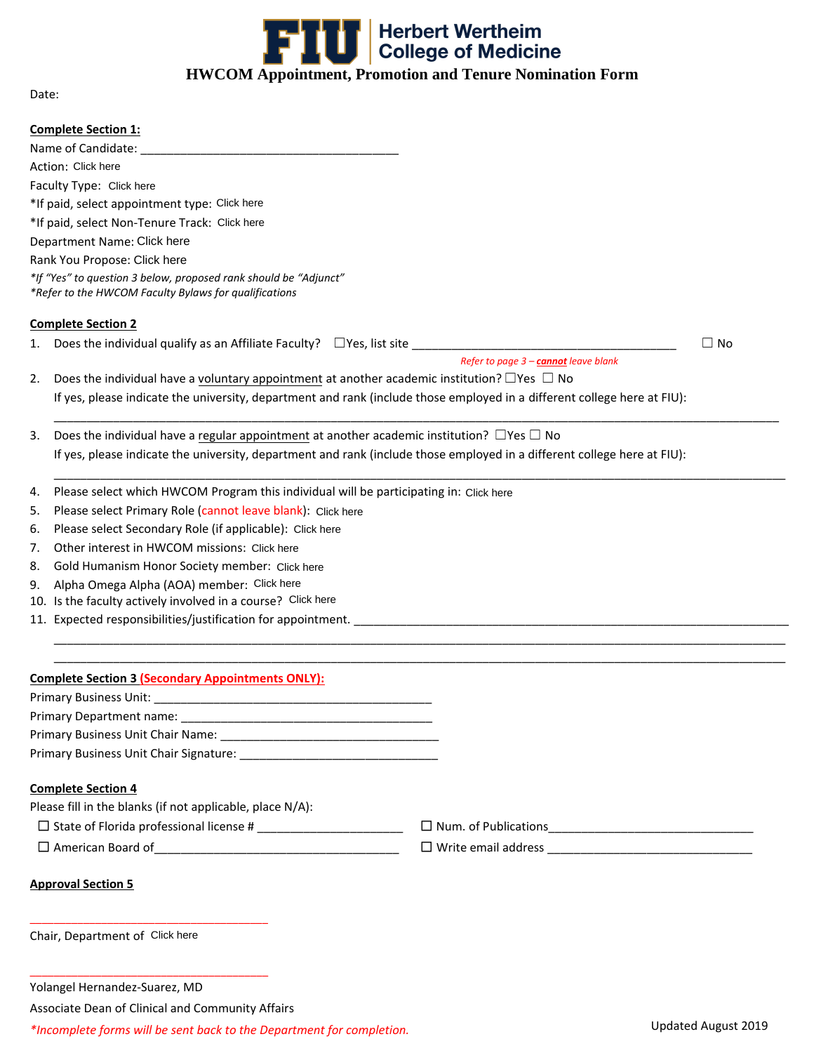FIU Herbert Wertheim College of Medicine

# HWCOM Appointment, Promotion and Tenure Nomination Form

Date:

**Complete Section 1:**

Name of Candidate: ________________________________________

Action: Click here

Faculty Type: Click here

*If paid, select appointment type: Click here

*If paid, select Non-Tenure Track: Click here

Department Name: Click here

Rank You Propose: Click here

*If "Yes" to question 3 below, proposed rank should be "Adjunct"*
*Refer to the HWCOM Faculty Bylaws for qualifications*

**Complete Section 2**

1. Does the individual qualify as an Affiliate Faculty? ☐Yes, list site ________________________________________ ☐ No
   *Refer to page 3 – **cannot** leave blank*
2. Does the individual have a voluntary appointment at another academic institution? ☐Yes ☐ No
   If yes, please indicate the university, department and rank (include those employed in a different college here at FIU):
   ________________________________________________________________________________________________
3. Does the individual have a regular appointment at another academic institution? ☐Yes ☐ No
   If yes, please indicate the university, department and rank (include those employed in a different college here at FIU):
   ________________________________________________________________________________________________
4. Please select which HWCOM Program this individual will be participating in: Click here
5. Please select Primary Role (cannot leave blank): Click here
6. Please select Secondary Role (if applicable): Click here
7. Other interest in HWCOM missions: Click here
8. Gold Humanism Honor Society member: Click here
9. Alpha Omega Alpha (AOA) member: Click here
10. Is the faculty actively involved in a course? Click here
11. Expected responsibilities/justification for appointment. ______________________________________________________
    ________________________________________________________________________________________________
    ________________________________________________________________________________________________

**Complete Section 3 (Secondary Appointments ONLY):**

Primary Business Unit: ___________________________________________

Primary Department name: _______________________________________

Primary Business Unit Chair Name: ________________________________

Primary Business Unit Chair Signature: _____________________________

**Complete Section 4**

Please fill in the blanks (if not applicable, place N/A):

☐ State of Florida professional license # ______________________

☐ Num. of Publications________________________________

☐ American Board of____________________________________

☐ Write email address ______________________________

**Approval Section 5**

_____________________________________

Chair, Department of Click here

_____________________________________

Yolangel Hernandez-Suarez, MD

Associate Dean of Clinical and Community Affairs

*\*Incomplete forms will be sent back to the Department for completion.*

Updated August 2019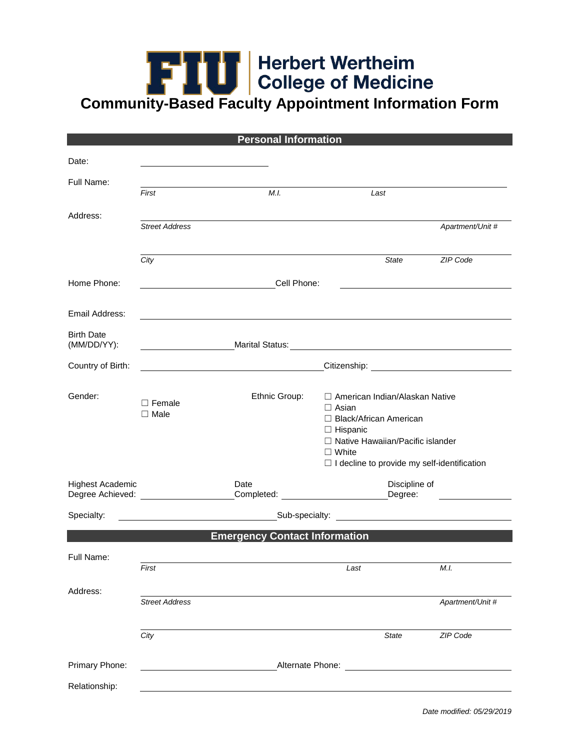**FIU | Herbert Wertheim College of Medicine**

# Community-Based Faculty Appointment Information Form

## Personal Information

Date: ______________________

Full Name: ______________________________________________
*First* *M.I.* *Last*

Address: ______________________________________________
*Street Address* *Apartment/Unit #*

______________________________________________
*City* *State* *ZIP Code*

Home Phone: ______________________ Cell Phone: ______________________

Email Address: ______________________________________________

Birth Date (MM/DD/YY): ______________ Marital Status: ______________________

Country of Birth: ______________________ Citizenship: ______________________

Gender:
☐ Female
☐ Male

Ethnic Group:
☐ American Indian/Alaskan Native
☐ Asian
☐ Black/African American
☐ Hispanic
☐ Native Hawaiian/Pacific islander
☐ White
☐ I decline to provide my self-identification

Highest Academic Degree Achieved: ______________ Date Completed: ______________ Discipline of Degree: ______________

Specialty: ______________________ Sub-specialty: ______________________

## Emergency Contact Information

Full Name: ______________________________________________
*First* *Last* *M.I.*

Address: ______________________________________________
*Street Address* *Apartment/Unit #*

______________________________________________
*City* *State* *ZIP Code*

Primary Phone: ______________________ Alternate Phone: ______________________

Relationship: ______________________________________________

*Date modified: 05/29/2019*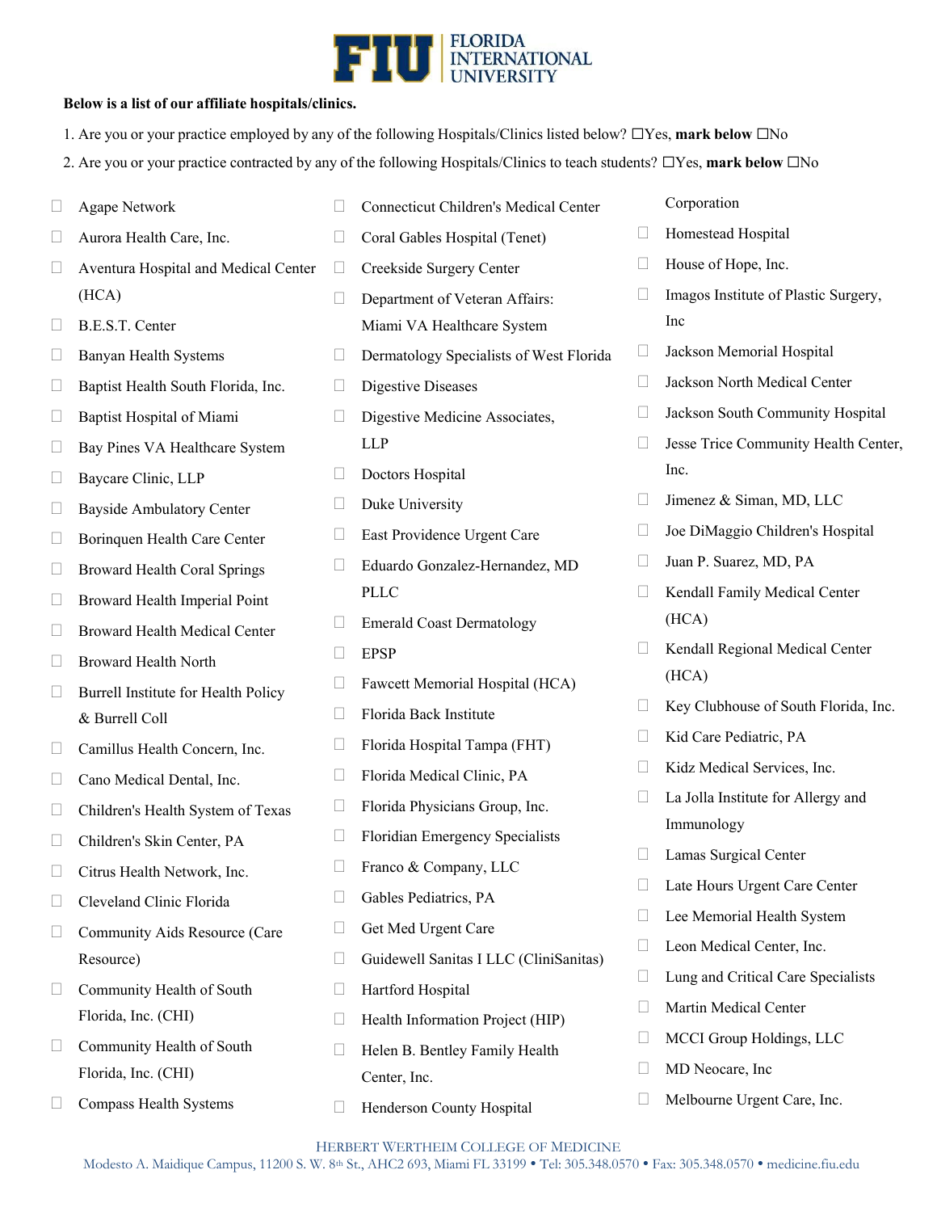**Below is a list of our affiliate hospitals/clinics.**

1. Are you or your practice employed by any of the following Hospitals/Clinics listed below? ☐Yes, **mark below** ☐No
2. Are you or your practice contracted by any of the following Hospitals/Clinics to teach students? ☐Yes, **mark below** ☐No

- ☐ Agape Network
- ☐ Aurora Health Care, Inc.
- ☐ Aventura Hospital and Medical Center (HCA)
- ☐ B.E.S.T. Center
- ☐ Banyan Health Systems
- ☐ Baptist Health South Florida, Inc.
- ☐ Baptist Hospital of Miami
- ☐ Bay Pines VA Healthcare System
- ☐ Baycare Clinic, LLP
- ☐ Bayside Ambulatory Center
- ☐ Borinquen Health Care Center
- ☐ Broward Health Coral Springs
- ☐ Broward Health Imperial Point
- ☐ Broward Health Medical Center
- ☐ Broward Health North
- ☐ Burrell Institute for Health Policy & Burrell Coll
- ☐ Camillus Health Concern, Inc.
- ☐ Cano Medical Dental, Inc.
- ☐ Children's Health System of Texas
- ☐ Children's Skin Center, PA
- ☐ Citrus Health Network, Inc.
- ☐ Cleveland Clinic Florida
- ☐ Community Aids Resource (Care Resource)
- ☐ Community Health of South Florida, Inc. (CHI)
- ☐ Community Health of South Florida, Inc. (CHI)
- ☐ Compass Health Systems
- ☐ Connecticut Children's Medical Center
- ☐ Coral Gables Hospital (Tenet)
- ☐ Creekside Surgery Center
- ☐ Department of Veteran Affairs: Miami VA Healthcare System
- ☐ Dermatology Specialists of West Florida
- ☐ Digestive Diseases
- ☐ Digestive Medicine Associates, LLP
- ☐ Doctors Hospital
- ☐ Duke University
- ☐ East Providence Urgent Care
- ☐ Eduardo Gonzalez-Hernandez, MD PLLC
- ☐ Emerald Coast Dermatology
- ☐ EPSP
- ☐ Fawcett Memorial Hospital (HCA)
- ☐ Florida Back Institute
- ☐ Florida Hospital Tampa (FHT)
- ☐ Florida Medical Clinic, PA
- ☐ Florida Physicians Group, Inc.
- ☐ Floridian Emergency Specialists
- ☐ Franco & Company, LLC
- ☐ Gables Pediatrics, PA
- ☐ Get Med Urgent Care
- ☐ Guidewell Sanitas I LLC (CliniSanitas)
- ☐ Hartford Hospital
- ☐ Health Information Project (HIP)
- ☐ Helen B. Bentley Family Health Center, Inc.
- ☐ Henderson County Hospital Corporation
- ☐ Homestead Hospital
- ☐ House of Hope, Inc.
- ☐ Imagos Institute of Plastic Surgery, Inc
- ☐ Jackson Memorial Hospital
- ☐ Jackson North Medical Center
- ☐ Jackson South Community Hospital
- ☐ Jesse Trice Community Health Center, Inc.
- ☐ Jimenez & Siman, MD, LLC
- ☐ Joe DiMaggio Children's Hospital
- ☐ Juan P. Suarez, MD, PA
- ☐ Kendall Family Medical Center (HCA)
- ☐ Kendall Regional Medical Center (HCA)
- ☐ Key Clubhouse of South Florida, Inc.
- ☐ Kid Care Pediatric, PA
- ☐ Kidz Medical Services, Inc.
- ☐ La Jolla Institute for Allergy and Immunology
- ☐ Lamas Surgical Center
- ☐ Late Hours Urgent Care Center
- ☐ Lee Memorial Health System
- ☐ Leon Medical Center, Inc.
- ☐ Lung and Critical Care Specialists
- ☐ Martin Medical Center
- ☐ MCCI Group Holdings, LLC
- ☐ MD Neocare, Inc
- ☐ Melbourne Urgent Care, Inc.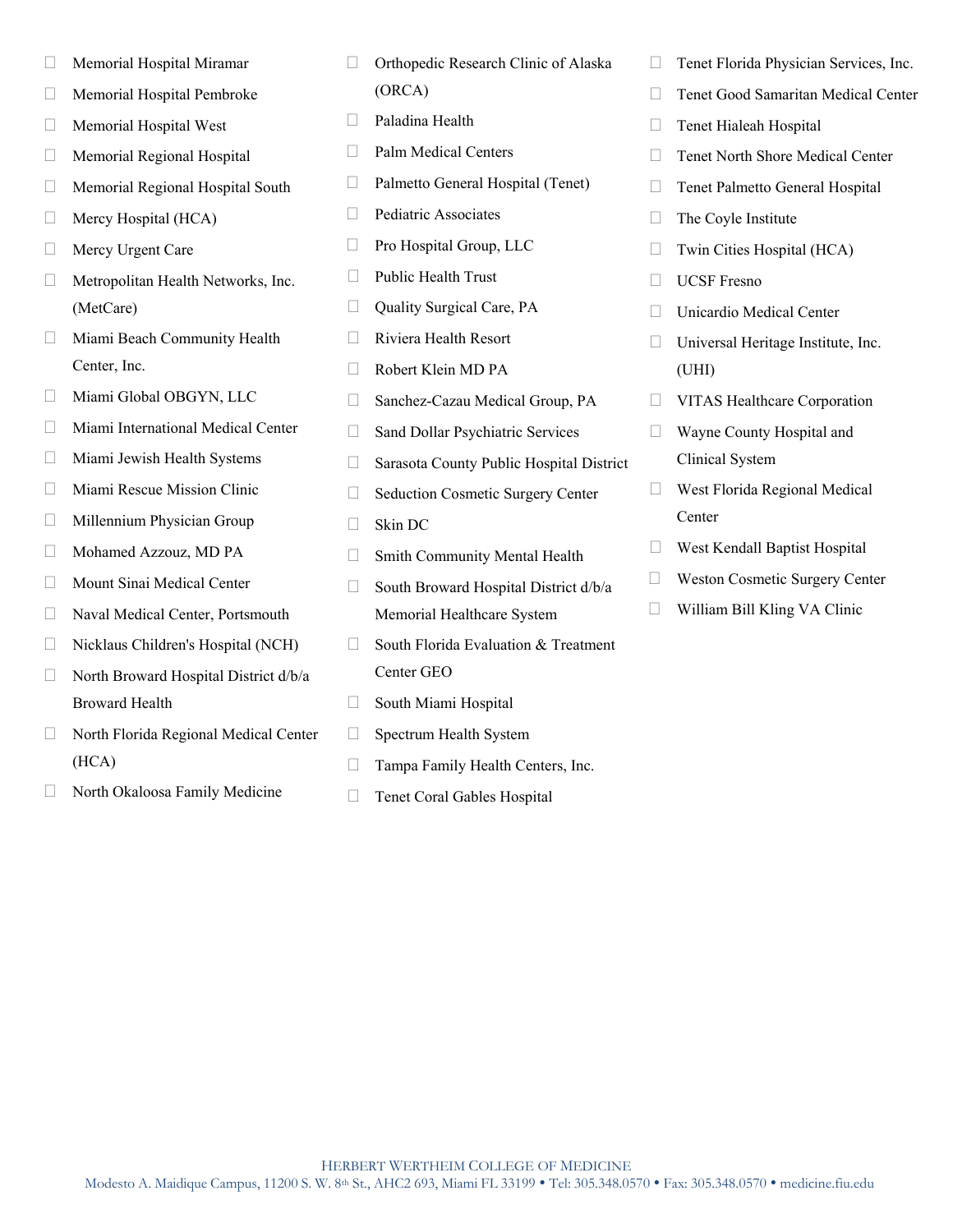- ☐ Memorial Hospital Miramar
- ☐ Memorial Hospital Pembroke
- ☐ Memorial Hospital West
- ☐ Memorial Regional Hospital
- ☐ Memorial Regional Hospital South
- ☐ Mercy Hospital (HCA)
- ☐ Mercy Urgent Care
- ☐ Metropolitan Health Networks, Inc. (MetCare)
- ☐ Miami Beach Community Health Center, Inc.
- ☐ Miami Global OBGYN, LLC
- ☐ Miami International Medical Center
- ☐ Miami Jewish Health Systems
- ☐ Miami Rescue Mission Clinic
- ☐ Millennium Physician Group
- ☐ Mohamed Azzouz, MD PA
- ☐ Mount Sinai Medical Center
- ☐ Naval Medical Center, Portsmouth
- ☐ Nicklaus Children's Hospital (NCH)
- ☐ North Broward Hospital District d/b/a Broward Health
- ☐ North Florida Regional Medical Center (HCA)
- ☐ North Okaloosa Family Medicine
- ☐ Orthopedic Research Clinic of Alaska (ORCA)
- ☐ Paladina Health
- ☐ Palm Medical Centers
- ☐ Palmetto General Hospital (Tenet)
- ☐ Pediatric Associates
- ☐ Pro Hospital Group, LLC
- ☐ Public Health Trust
- ☐ Quality Surgical Care, PA
- ☐ Riviera Health Resort
- ☐ Robert Klein MD PA
- ☐ Sanchez-Cazau Medical Group, PA
- ☐ Sand Dollar Psychiatric Services
- ☐ Sarasota County Public Hospital District
- ☐ Seduction Cosmetic Surgery Center
- ☐ Skin DC
- ☐ Smith Community Mental Health
- ☐ South Broward Hospital District d/b/a Memorial Healthcare System
- ☐ South Florida Evaluation & Treatment Center GEO
- ☐ South Miami Hospital
- ☐ Spectrum Health System
- ☐ Tampa Family Health Centers, Inc.
- ☐ Tenet Coral Gables Hospital
- ☐ Tenet Florida Physician Services, Inc.
- ☐ Tenet Good Samaritan Medical Center
- ☐ Tenet Hialeah Hospital
- ☐ Tenet North Shore Medical Center
- ☐ Tenet Palmetto General Hospital
- ☐ The Coyle Institute
- ☐ Twin Cities Hospital (HCA)
- ☐ UCSF Fresno
- ☐ Unicardio Medical Center
- ☐ Universal Heritage Institute, Inc. (UHI)
- ☐ VITAS Healthcare Corporation
- ☐ Wayne County Hospital and Clinical System
- ☐ West Florida Regional Medical Center
- ☐ West Kendall Baptist Hospital
- ☐ Weston Cosmetic Surgery Center
- ☐ William Bill Kling VA Clinic